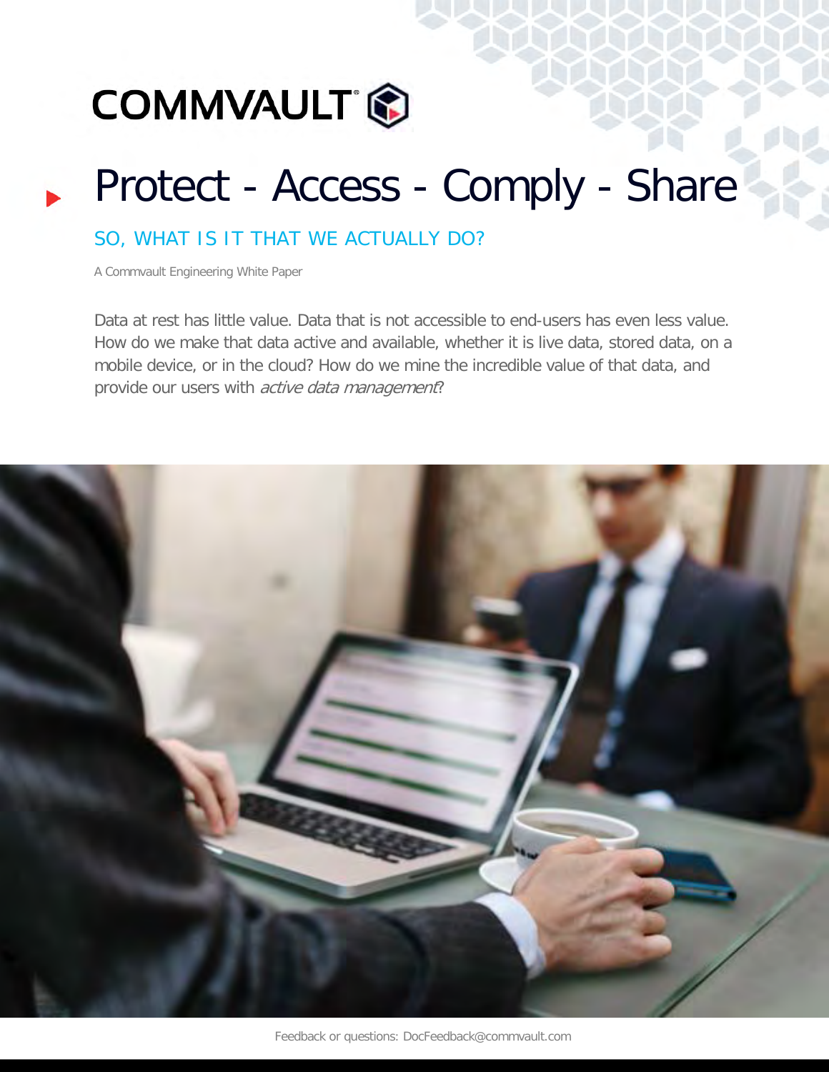COMMVAULT

# Protect - Access - Comply - Share

## SO, WHAT IS IT THAT WE ACTUALLY DO?

A Commvault Engineering White Paper

Data at rest has little value. Data that is not accessible to end-users has even less value. How do we make that data active and available, whether it is live data, stored data, on a mobile device, or in the cloud? How do we mine the incredible value of that data, and provide our users with *active data management*?

Feedback or questions: DocFeedback@commvault.com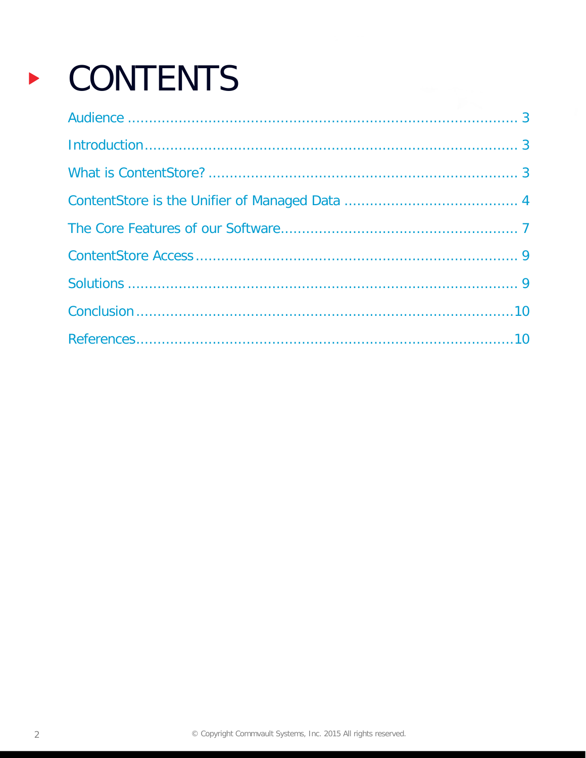# CONTENTS

Audience ........................................................................................ 3

Introduction ..................................................................................... 3

What is ContentStore? ....................................................................... 3

ContentStore is the Unifier of Managed Data ......................................... 4

The Core Features of our Software ....................................................... 7

ContentStore Access .......................................................................... 9

Solutions ........................................................................................ 9

Conclusion ..................................................................................... 10

References ..................................................................................... 10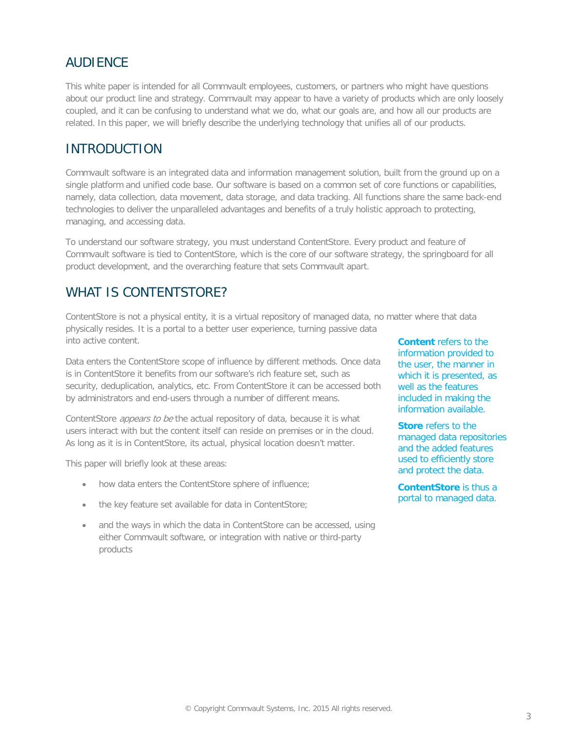## AUDIENCE

This white paper is intended for all Commvault employees, customers, or partners who might have questions about our product line and strategy. Commvault may appear to have a variety of products which are only loosely coupled, and it can be confusing to understand what we do, what our goals are, and how all our products are related. In this paper, we will briefly describe the underlying technology that unifies all of our products.

## INTRODUCTION

Commvault software is an integrated data and information management solution, built from the ground up on a single platform and unified code base. Our software is based on a common set of core functions or capabilities, namely, data collection, data movement, data storage, and data tracking. All functions share the same back-end technologies to deliver the unparalleled advantages and benefits of a truly holistic approach to protecting, managing, and accessing data.

To understand our software strategy, you must understand ContentStore. Every product and feature of Commvault software is tied to ContentStore, which is the core of our software strategy, the springboard for all product development, and the overarching feature that sets Commvault apart.

## WHAT IS CONTENTSTORE?

ContentStore is not a physical entity, it is a virtual repository of managed data, no matter where that data physically resides. It is a portal to a better user experience, turning passive data into active content.

Data enters the ContentStore scope of influence by different methods. Once data is in ContentStore it benefits from our software's rich feature set, such as security, deduplication, analytics, etc. From ContentStore it can be accessed both by administrators and end-users through a number of different means.

ContentStore *appears to be* the actual repository of data, because it is what users interact with but the content itself can reside on premises or in the cloud. As long as it is in ContentStore, its actual, physical location doesn't matter.

This paper will briefly look at these areas:

- how data enters the ContentStore sphere of influence;
- the key feature set available for data in ContentStore;
- and the ways in which the data in ContentStore can be accessed, using either Commvault software, or integration with native or third-party products

**Content** refers to the information provided to the user, the manner in which it is presented, as well as the features included in making the information available.

**Store** refers to the managed data repositories and the added features used to efficiently store and protect the data.

**ContentStore** is thus a portal to managed data.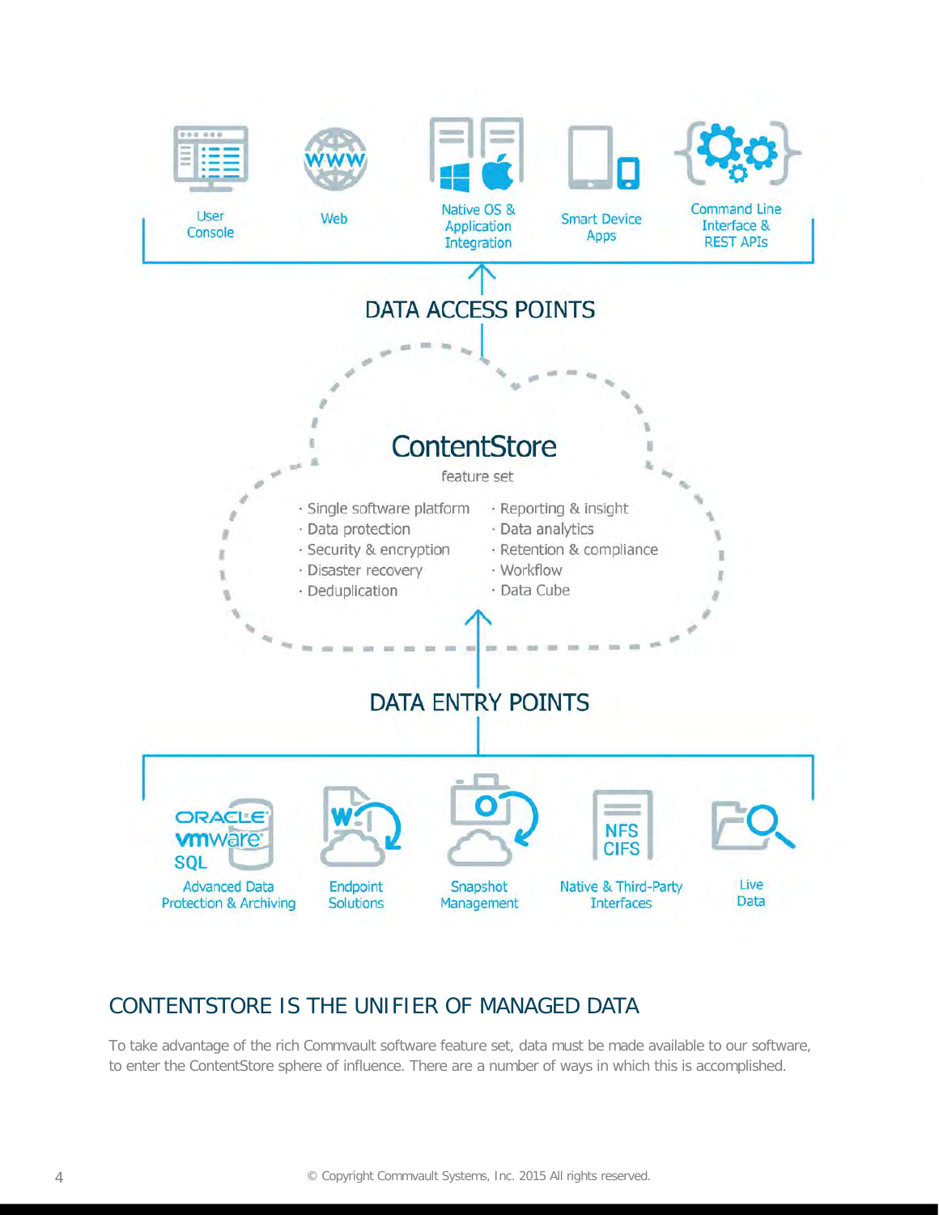User Console | Web | Native OS & Application Integration | Smart Device Apps | Command Line Interface & REST APIs

DATA ACCESS POINTS

## ContentStore

feature set

- Single software platform
- Data protection
- Security & encryption
- Disaster recovery
- Deduplication
- Reporting & insight
- Data analytics
- Retention & compliance
- Workflow
- Data Cube

DATA ENTRY POINTS

Advanced Data Protection & Archiving | Endpoint Solutions | Snapshot Management | Native & Third-Party Interfaces | Live Data

## CONTENTSTORE IS THE UNIFIER OF MANAGED DATA

To take advantage of the rich Commvault software feature set, data must be made available to our software, to enter the ContentStore sphere of influence. There are a number of ways in which this is accomplished.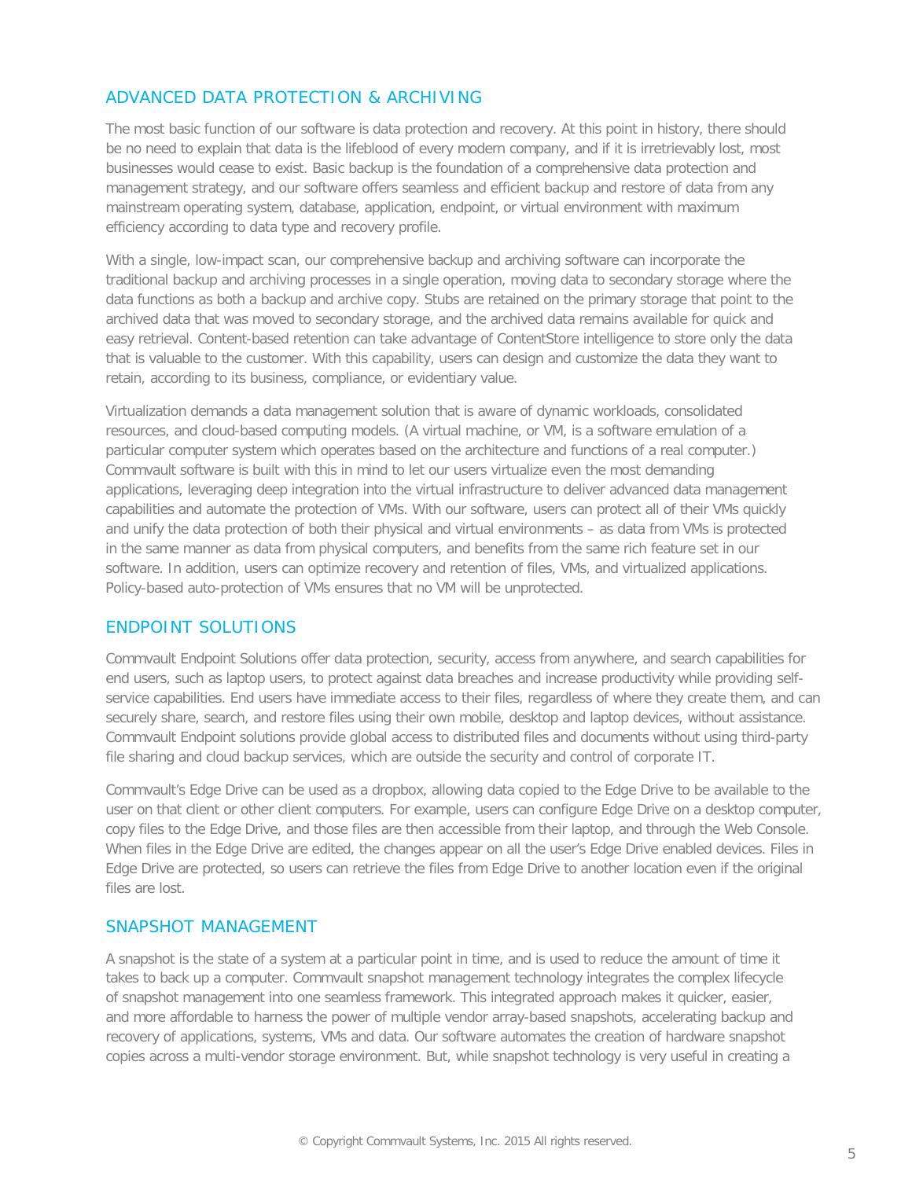## ADVANCED DATA PROTECTION & ARCHIVING

The most basic function of our software is data protection and recovery. At this point in history, there should be no need to explain that data is the lifeblood of every modern company, and if it is irretrievably lost, most businesses would cease to exist. Basic backup is the foundation of a comprehensive data protection and management strategy, and our software offers seamless and efficient backup and restore of data from any mainstream operating system, database, application, endpoint, or virtual environment with maximum efficiency according to data type and recovery profile.

With a single, low-impact scan, our comprehensive backup and archiving software can incorporate the traditional backup and archiving processes in a single operation, moving data to secondary storage where the data functions as both a backup and archive copy. Stubs are retained on the primary storage that point to the archived data that was moved to secondary storage, and the archived data remains available for quick and easy retrieval. Content-based retention can take advantage of ContentStore intelligence to store only the data that is valuable to the customer. With this capability, users can design and customize the data they want to retain, according to its business, compliance, or evidentiary value.

Virtualization demands a data management solution that is aware of dynamic workloads, consolidated resources, and cloud-based computing models. (A virtual machine, or VM, is a software emulation of a particular computer system which operates based on the architecture and functions of a real computer.) Commvault software is built with this in mind to let our users virtualize even the most demanding applications, leveraging deep integration into the virtual infrastructure to deliver advanced data management capabilities and automate the protection of VMs. With our software, users can protect all of their VMs quickly and unify the data protection of both their physical and virtual environments – as data from VMs is protected in the same manner as data from physical computers, and benefits from the same rich feature set in our software. In addition, users can optimize recovery and retention of files, VMs, and virtualized applications. Policy-based auto-protection of VMs ensures that no VM will be unprotected.

## ENDPOINT SOLUTIONS

Commvault Endpoint Solutions offer data protection, security, access from anywhere, and search capabilities for end users, such as laptop users, to protect against data breaches and increase productivity while providing self-service capabilities. End users have immediate access to their files, regardless of where they create them, and can securely share, search, and restore files using their own mobile, desktop and laptop devices, without assistance. Commvault Endpoint solutions provide global access to distributed files and documents without using third-party file sharing and cloud backup services, which are outside the security and control of corporate IT.

Commvault's Edge Drive can be used as a dropbox, allowing data copied to the Edge Drive to be available to the user on that client or other client computers. For example, users can configure Edge Drive on a desktop computer, copy files to the Edge Drive, and those files are then accessible from their laptop, and through the Web Console. When files in the Edge Drive are edited, the changes appear on all the user's Edge Drive enabled devices. Files in Edge Drive are protected, so users can retrieve the files from Edge Drive to another location even if the original files are lost.

## SNAPSHOT MANAGEMENT

A snapshot is the state of a system at a particular point in time, and is used to reduce the amount of time it takes to back up a computer. Commvault snapshot management technology integrates the complex lifecycle of snapshot management into one seamless framework. This integrated approach makes it quicker, easier, and more affordable to harness the power of multiple vendor array-based snapshots, accelerating backup and recovery of applications, systems, VMs and data. Our software automates the creation of hardware snapshot copies across a multi-vendor storage environment. But, while snapshot technology is very useful in creating a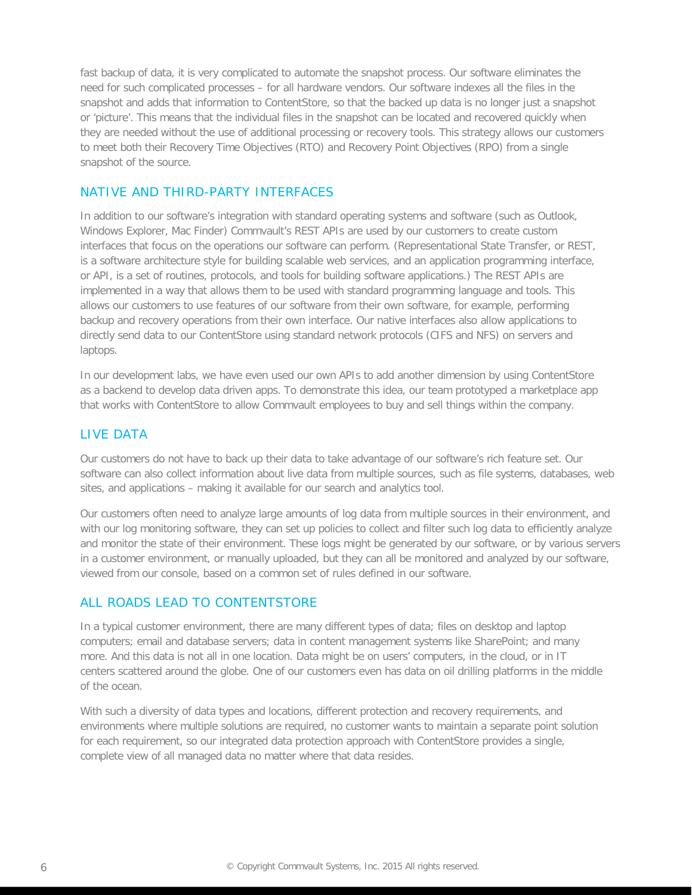fast backup of data, it is very complicated to automate the snapshot process. Our software eliminates the need for such complicated processes – for all hardware vendors. Our software indexes all the files in the snapshot and adds that information to ContentStore, so that the backed up data is no longer just a snapshot or 'picture'. This means that the individual files in the snapshot can be located and recovered quickly when they are needed without the use of additional processing or recovery tools. This strategy allows our customers to meet both their Recovery Time Objectives (RTO) and Recovery Point Objectives (RPO) from a single snapshot of the source.

## NATIVE AND THIRD-PARTY INTERFACES

In addition to our software's integration with standard operating systems and software (such as Outlook, Windows Explorer, Mac Finder) Commvault's REST APIs are used by our customers to create custom interfaces that focus on the operations our software can perform. (Representational State Transfer, or REST, is a software architecture style for building scalable web services, and an application programming interface, or API, is a set of routines, protocols, and tools for building software applications.) The REST APIs are implemented in a way that allows them to be used with standard programming language and tools. This allows our customers to use features of our software from their own software, for example, performing backup and recovery operations from their own interface. Our native interfaces also allow applications to directly send data to our ContentStore using standard network protocols (CIFS and NFS) on servers and laptops.

In our development labs, we have even used our own APIs to add another dimension by using ContentStore as a backend to develop data driven apps. To demonstrate this idea, our team prototyped a marketplace app that works with ContentStore to allow Commvault employees to buy and sell things within the company.

## LIVE DATA

Our customers do not have to back up their data to take advantage of our software's rich feature set. Our software can also collect information about live data from multiple sources, such as file systems, databases, web sites, and applications – making it available for our search and analytics tool.

Our customers often need to analyze large amounts of log data from multiple sources in their environment, and with our log monitoring software, they can set up policies to collect and filter such log data to efficiently analyze and monitor the state of their environment. These logs might be generated by our software, or by various servers in a customer environment, or manually uploaded, but they can all be monitored and analyzed by our software, viewed from our console, based on a common set of rules defined in our software.

## ALL ROADS LEAD TO CONTENTSTORE

In a typical customer environment, there are many different types of data; files on desktop and laptop computers; email and database servers; data in content management systems like SharePoint; and many more. And this data is not all in one location. Data might be on users' computers, in the cloud, or in IT centers scattered around the globe. One of our customers even has data on oil drilling platforms in the middle of the ocean.

With such a diversity of data types and locations, different protection and recovery requirements, and environments where multiple solutions are required, no customer wants to maintain a separate point solution for each requirement, so our integrated data protection approach with ContentStore provides a single, complete view of all managed data no matter where that data resides.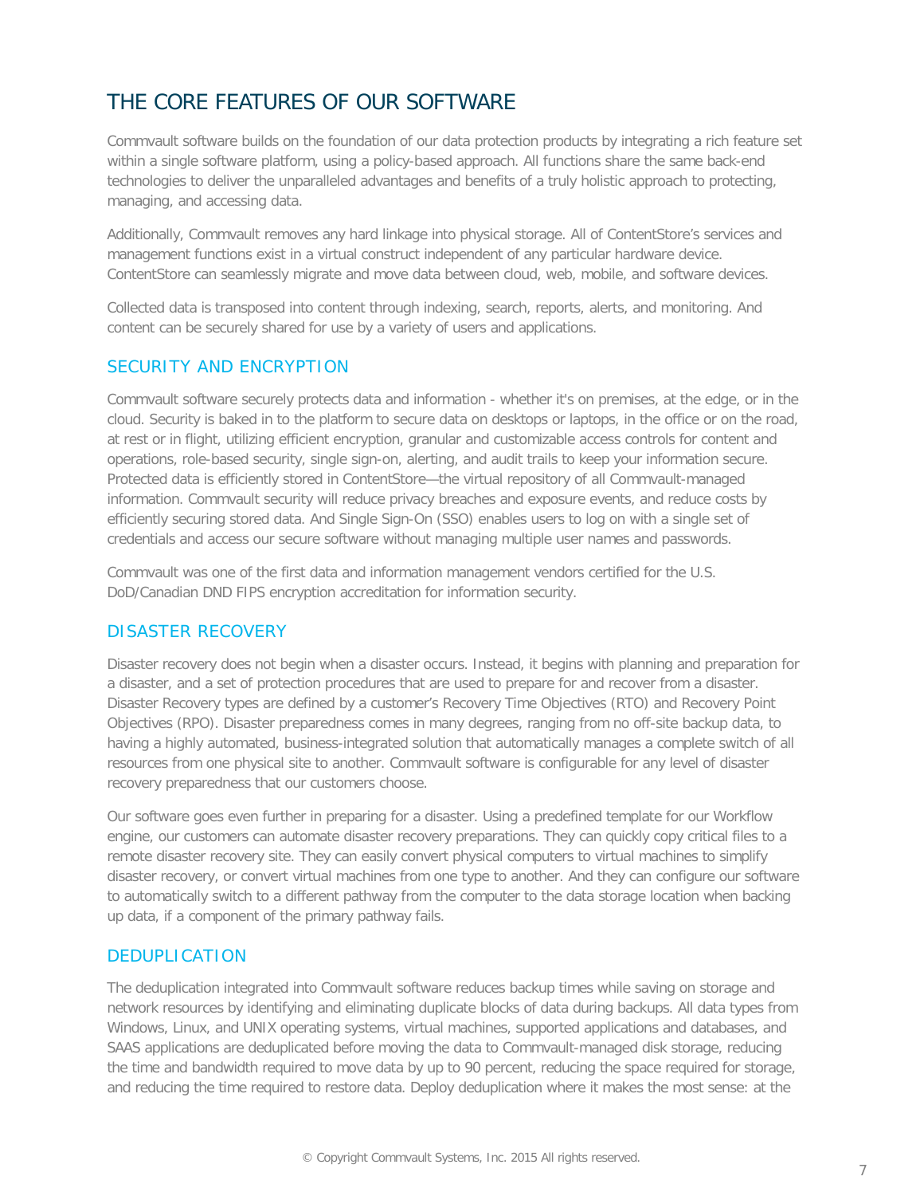## THE CORE FEATURES OF OUR SOFTWARE

Commvault software builds on the foundation of our data protection products by integrating a rich feature set within a single software platform, using a policy-based approach. All functions share the same back-end technologies to deliver the unparalleled advantages and benefits of a truly holistic approach to protecting, managing, and accessing data.

Additionally, Commvault removes any hard linkage into physical storage. All of ContentStore's services and management functions exist in a virtual construct independent of any particular hardware device. ContentStore can seamlessly migrate and move data between cloud, web, mobile, and software devices.

Collected data is transposed into content through indexing, search, reports, alerts, and monitoring. And content can be securely shared for use by a variety of users and applications.

### SECURITY AND ENCRYPTION

Commvault software securely protects data and information - whether it's on premises, at the edge, or in the cloud. Security is baked in to the platform to secure data on desktops or laptops, in the office or on the road, at rest or in flight, utilizing efficient encryption, granular and customizable access controls for content and operations, role-based security, single sign-on, alerting, and audit trails to keep your information secure. Protected data is efficiently stored in ContentStore—the virtual repository of all Commvault-managed information. Commvault security will reduce privacy breaches and exposure events, and reduce costs by efficiently securing stored data. And Single Sign-On (SSO) enables users to log on with a single set of credentials and access our secure software without managing multiple user names and passwords.

Commvault was one of the first data and information management vendors certified for the U.S. DoD/Canadian DND FIPS encryption accreditation for information security.

### DISASTER RECOVERY

Disaster recovery does not begin when a disaster occurs. Instead, it begins with planning and preparation for a disaster, and a set of protection procedures that are used to prepare for and recover from a disaster. Disaster Recovery types are defined by a customer's Recovery Time Objectives (RTO) and Recovery Point Objectives (RPO). Disaster preparedness comes in many degrees, ranging from no off-site backup data, to having a highly automated, business-integrated solution that automatically manages a complete switch of all resources from one physical site to another. Commvault software is configurable for any level of disaster recovery preparedness that our customers choose.

Our software goes even further in preparing for a disaster. Using a predefined template for our Workflow engine, our customers can automate disaster recovery preparations. They can quickly copy critical files to a remote disaster recovery site. They can easily convert physical computers to virtual machines to simplify disaster recovery, or convert virtual machines from one type to another. And they can configure our software to automatically switch to a different pathway from the computer to the data storage location when backing up data, if a component of the primary pathway fails.

### DEDUPLICATION

The deduplication integrated into Commvault software reduces backup times while saving on storage and network resources by identifying and eliminating duplicate blocks of data during backups. All data types from Windows, Linux, and UNIX operating systems, virtual machines, supported applications and databases, and SAAS applications are deduplicated before moving the data to Commvault-managed disk storage, reducing the time and bandwidth required to move data by up to 90 percent, reducing the space required for storage, and reducing the time required to restore data. Deploy deduplication where it makes the most sense: at the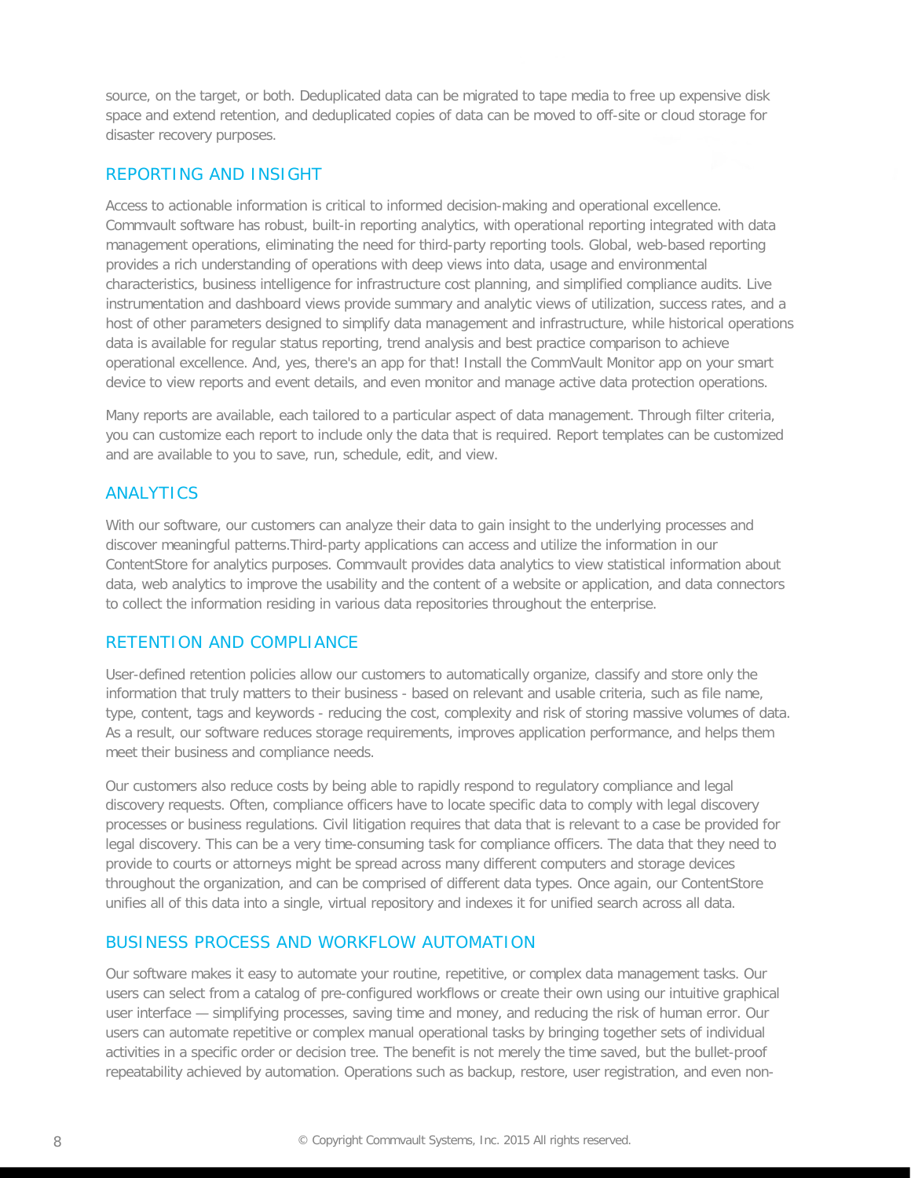source, on the target, or both. Deduplicated data can be migrated to tape media to free up expensive disk space and extend retention, and deduplicated copies of data can be moved to off-site or cloud storage for disaster recovery purposes.

## REPORTING AND INSIGHT

Access to actionable information is critical to informed decision-making and operational excellence. Commvault software has robust, built-in reporting analytics, with operational reporting integrated with data management operations, eliminating the need for third-party reporting tools. Global, web-based reporting provides a rich understanding of operations with deep views into data, usage and environmental characteristics, business intelligence for infrastructure cost planning, and simplified compliance audits. Live instrumentation and dashboard views provide summary and analytic views of utilization, success rates, and a host of other parameters designed to simplify data management and infrastructure, while historical operations data is available for regular status reporting, trend analysis and best practice comparison to achieve operational excellence. And, yes, there's an app for that! Install the CommVault Monitor app on your smart device to view reports and event details, and even monitor and manage active data protection operations.

Many reports are available, each tailored to a particular aspect of data management. Through filter criteria, you can customize each report to include only the data that is required. Report templates can be customized and are available to you to save, run, schedule, edit, and view.

## ANALYTICS

With our software, our customers can analyze their data to gain insight to the underlying processes and discover meaningful patterns.Third-party applications can access and utilize the information in our ContentStore for analytics purposes. Commvault provides data analytics to view statistical information about data, web analytics to improve the usability and the content of a website or application, and data connectors to collect the information residing in various data repositories throughout the enterprise.

## RETENTION AND COMPLIANCE

User-defined retention policies allow our customers to automatically organize, classify and store only the information that truly matters to their business - based on relevant and usable criteria, such as file name, type, content, tags and keywords - reducing the cost, complexity and risk of storing massive volumes of data. As a result, our software reduces storage requirements, improves application performance, and helps them meet their business and compliance needs.

Our customers also reduce costs by being able to rapidly respond to regulatory compliance and legal discovery requests. Often, compliance officers have to locate specific data to comply with legal discovery processes or business regulations. Civil litigation requires that data that is relevant to a case be provided for legal discovery. This can be a very time-consuming task for compliance officers. The data that they need to provide to courts or attorneys might be spread across many different computers and storage devices throughout the organization, and can be comprised of different data types. Once again, our ContentStore unifies all of this data into a single, virtual repository and indexes it for unified search across all data.

## BUSINESS PROCESS AND WORKFLOW AUTOMATION

Our software makes it easy to automate your routine, repetitive, or complex data management tasks. Our users can select from a catalog of pre-configured workflows or create their own using our intuitive graphical user interface — simplifying processes, saving time and money, and reducing the risk of human error. Our users can automate repetitive or complex manual operational tasks by bringing together sets of individual activities in a specific order or decision tree. The benefit is not merely the time saved, but the bullet-proof repeatability achieved by automation. Operations such as backup, restore, user registration, and even non-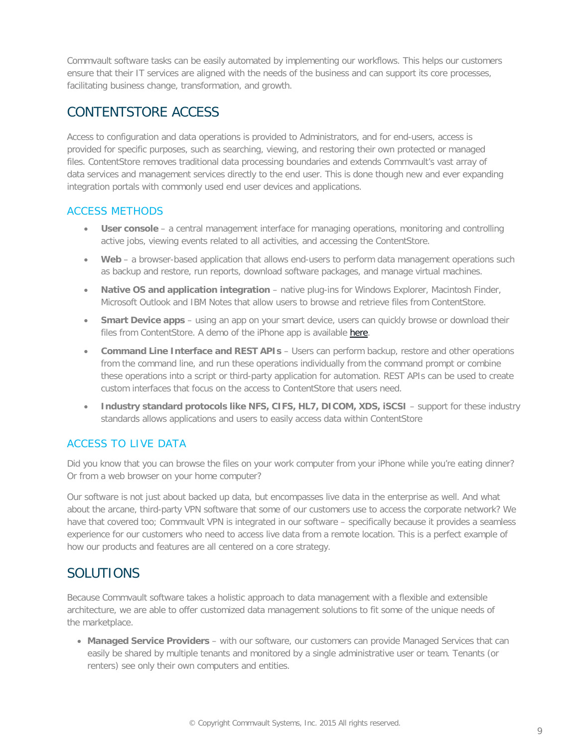Commvault software tasks can be easily automated by implementing our workflows. This helps our customers ensure that their IT services are aligned with the needs of the business and can support its core processes, facilitating business change, transformation, and growth.

## CONTENTSTORE ACCESS

Access to configuration and data operations is provided to Administrators, and for end-users, access is provided for specific purposes, such as searching, viewing, and restoring their own protected or managed files. ContentStore removes traditional data processing boundaries and extends Commvault's vast array of data services and management services directly to the end user. This is done though new and ever expanding integration portals with commonly used end user devices and applications.

### ACCESS METHODS

- **User console** – a central management interface for managing operations, monitoring and controlling active jobs, viewing events related to all activities, and accessing the ContentStore.
- **Web** – a browser-based application that allows end-users to perform data management operations such as backup and restore, run reports, download software packages, and manage virtual machines.
- **Native OS and application integration** – native plug-ins for Windows Explorer, Macintosh Finder, Microsoft Outlook and IBM Notes that allow users to browse and retrieve files from ContentStore.
- **Smart Device apps** – using an app on your smart device, users can quickly browse or download their files from ContentStore. A demo of the iPhone app is available here.
- **Command Line Interface and REST APIs** – Users can perform backup, restore and other operations from the command line, and run these operations individually from the command prompt or combine these operations into a script or third-party application for automation. REST APIs can be used to create custom interfaces that focus on the access to ContentStore that users need.
- **Industry standard protocols like NFS, CIFS, HL7, DICOM, XDS, iSCSI** – support for these industry standards allows applications and users to easily access data within ContentStore

### ACCESS TO LIVE DATA

Did you know that you can browse the files on your work computer from your iPhone while you're eating dinner? Or from a web browser on your home computer?

Our software is not just about backed up data, but encompasses live data in the enterprise as well. And what about the arcane, third-party VPN software that some of our customers use to access the corporate network? We have that covered too; Commvault VPN is integrated in our software – specifically because it provides a seamless experience for our customers who need to access live data from a remote location. This is a perfect example of how our products and features are all centered on a core strategy.

## SOLUTIONS

Because Commvault software takes a holistic approach to data management with a flexible and extensible architecture, we are able to offer customized data management solutions to fit some of the unique needs of the marketplace.

- **Managed Service Providers** – with our software, our customers can provide Managed Services that can easily be shared by multiple tenants and monitored by a single administrative user or team. Tenants (or renters) see only their own computers and entities.

© Copyright Commvault Systems, Inc. 2015 All rights reserved.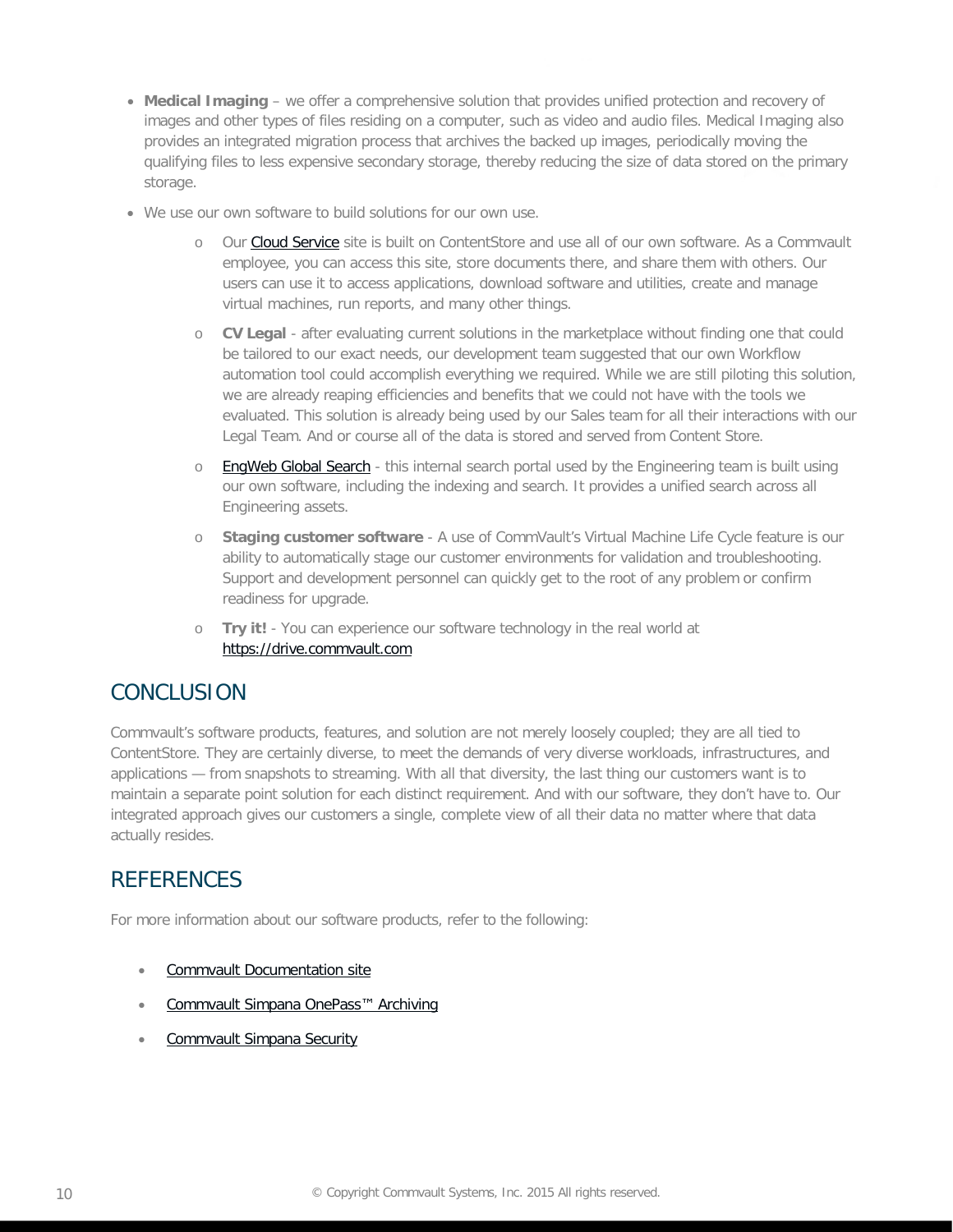- **Medical Imaging** – we offer a comprehensive solution that provides unified protection and recovery of images and other types of files residing on a computer, such as video and audio files. Medical Imaging also provides an integrated migration process that archives the backed up images, periodically moving the qualifying files to less expensive secondary storage, thereby reducing the size of data stored on the primary storage.
- We use our own software to build solutions for our own use.
  - Our Cloud Service site is built on ContentStore and use all of our own software. As a Commvault employee, you can access this site, store documents there, and share them with others. Our users can use it to access applications, download software and utilities, create and manage virtual machines, run reports, and many other things.
  - **CV Legal** - after evaluating current solutions in the marketplace without finding one that could be tailored to our exact needs, our development team suggested that our own Workflow automation tool could accomplish everything we required. While we are still piloting this solution, we are already reaping efficiencies and benefits that we could not have with the tools we evaluated. This solution is already being used by our Sales team for all their interactions with our Legal Team. And or course all of the data is stored and served from Content Store.
  - EngWeb Global Search - this internal search portal used by the Engineering team is built using our own software, including the indexing and search. It provides a unified search across all Engineering assets.
  - **Staging customer software** - A use of CommVault's Virtual Machine Life Cycle feature is our ability to automatically stage our customer environments for validation and troubleshooting. Support and development personnel can quickly get to the root of any problem or confirm readiness for upgrade.
  - **Try it!** - You can experience our software technology in the real world at https://drive.commvault.com

## CONCLUSION

Commvault's software products, features, and solution are not merely loosely coupled; they are all tied to ContentStore. They are certainly diverse, to meet the demands of very diverse workloads, infrastructures, and applications — from snapshots to streaming. With all that diversity, the last thing our customers want is to maintain a separate point solution for each distinct requirement. And with our software, they don't have to. Our integrated approach gives our customers a single, complete view of all their data no matter where that data actually resides.

## REFERENCES

For more information about our software products, refer to the following:

- Commvault Documentation site
- Commvault Simpana OnePass™ Archiving
- Commvault Simpana Security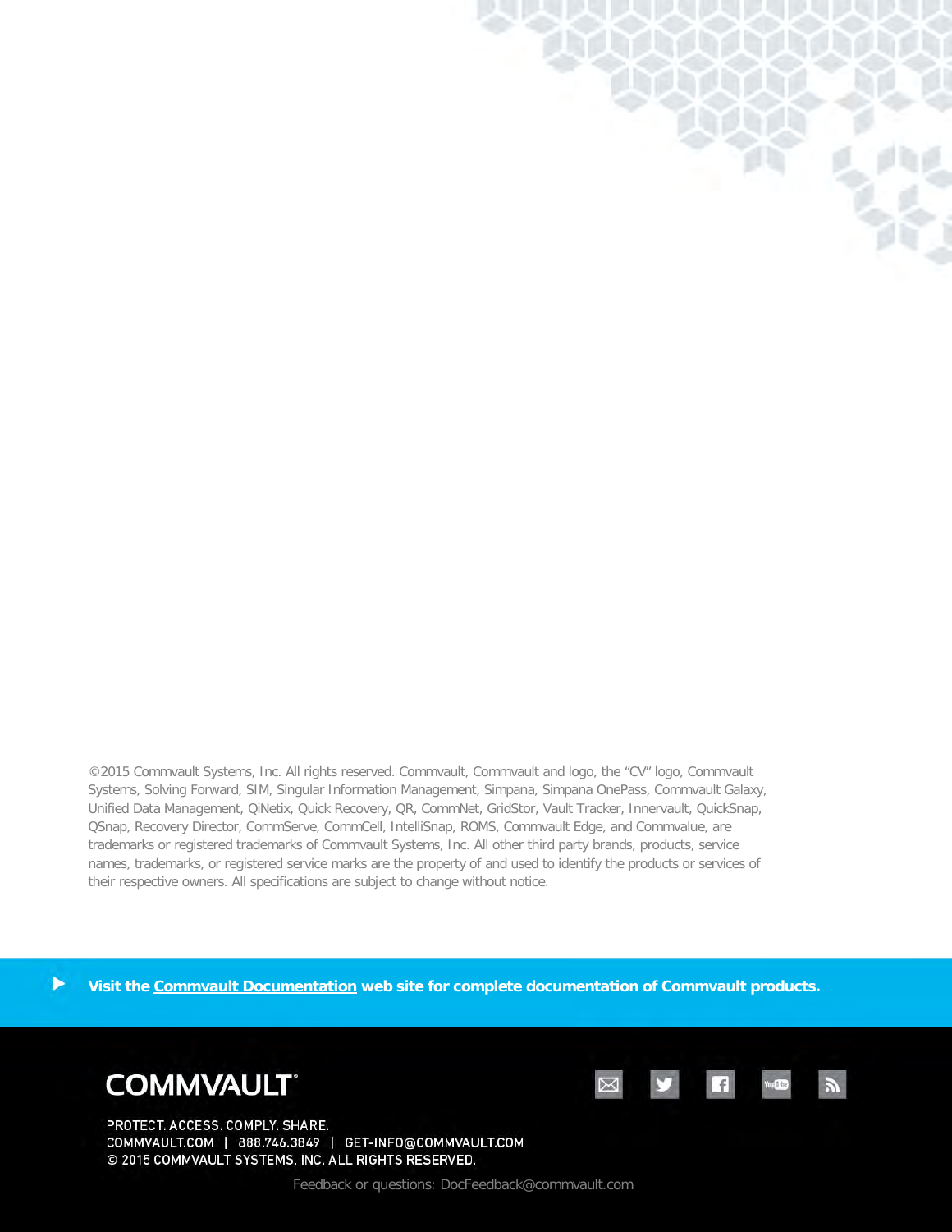©2015 Commvault Systems, Inc. All rights reserved. Commvault, Commvault and logo, the "CV" logo, Commvault Systems, Solving Forward, SIM, Singular Information Management, Simpana, Simpana OnePass, Commvault Galaxy, Unified Data Management, QiNetix, Quick Recovery, QR, CommNet, GridStor, Vault Tracker, Innervault, QuickSnap, QSnap, Recovery Director, CommServe, CommCell, IntelliSnap, ROMS, Commvault Edge, and Commvalue, are trademarks or registered trademarks of Commvault Systems, Inc. All other third party brands, products, service names, trademarks, or registered service marks are the property of and used to identify the products or services of their respective owners. All specifications are subject to change without notice.

**Visit the Commvault Documentation web site for complete documentation of Commvault products.**

COMMVAULT

PROTECT. ACCESS. COMPLY. SHARE.
COMMVAULT.COM | 888.746.3849 | GET-INFO@COMMVAULT.COM
© 2015 COMMVAULT SYSTEMS, INC. ALL RIGHTS RESERVED.

Feedback or questions: DocFeedback@commvault.com